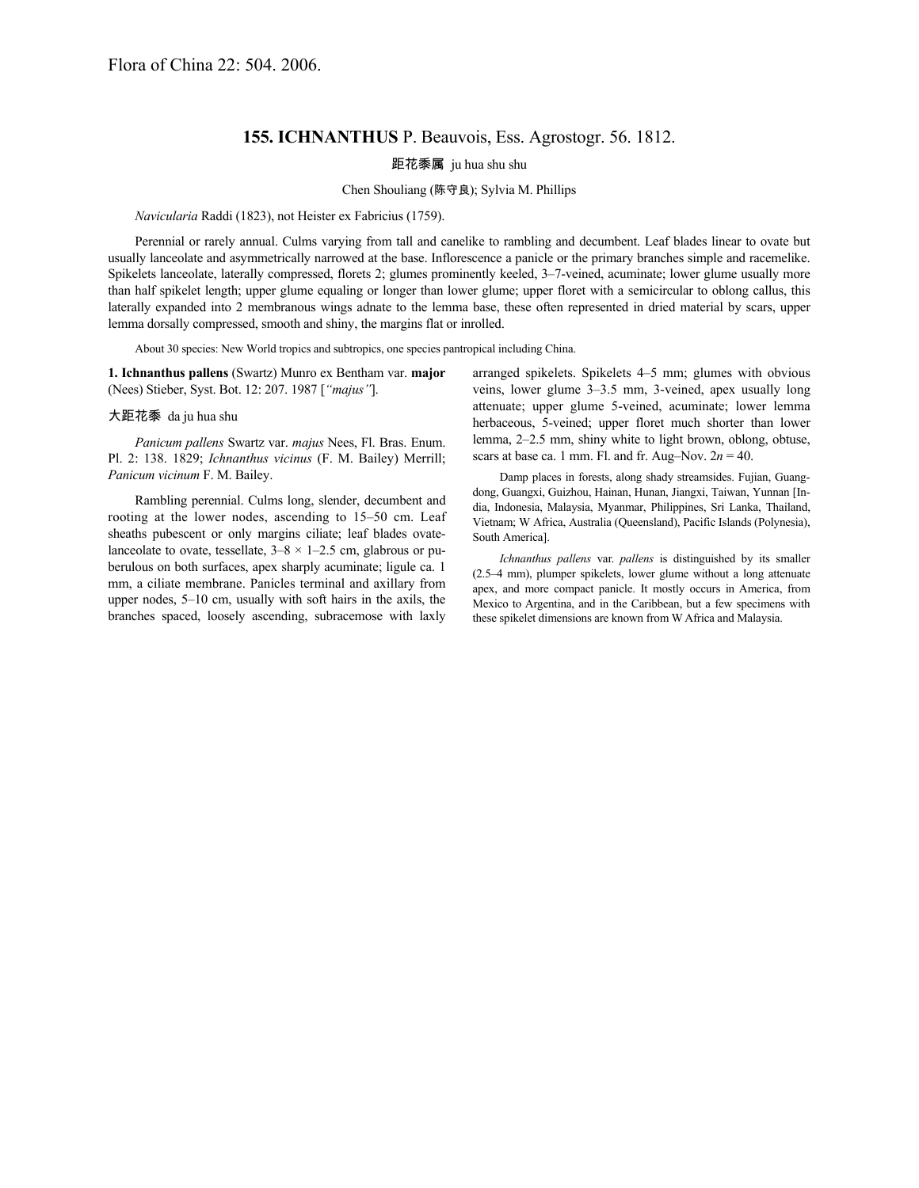Flora of China 22: 504. 2006.

# 155. ICHNANTHUS P. Beauvois, Ess. Agrostogr. 56. 1812.

距花黍属 ju hua shu shu

Chen Shouliang (陈守良); Sylvia M. Phillips

*Navicularia* Raddi (1823), not Heister ex Fabricius (1759).

Perennial or rarely annual. Culms varying from tall and canelike to rambling and decumbent. Leaf blades linear to ovate but usually lanceolate and asymmetrically narrowed at the base. Inflorescence a panicle or the primary branches simple and racemelike. Spikelets lanceolate, laterally compressed, florets 2; glumes prominently keeled, 3–7-veined, acuminate; lower glume usually more than half spikelet length; upper glume equaling or longer than lower glume; upper floret with a semicircular to oblong callus, this laterally expanded into 2 membranous wings adnate to the lemma base, these often represented in dried material by scars, upper lemma dorsally compressed, smooth and shiny, the margins flat or inrolled.

About 30 species: New World tropics and subtropics, one species pantropical including China.

**1. Ichnanthus pallens** (Swartz) Munro ex Bentham var. **major** (Nees) Stieber, Syst. Bot. 12: 207. 1987 [*"majus"*].

大距花黍 da ju hua shu

*Panicum pallens* Swartz var. *majus* Nees, Fl. Bras. Enum. Pl. 2: 138. 1829; *Ichnanthus vicinus* (F. M. Bailey) Merrill; *Panicum vicinum* F. M. Bailey.

Rambling perennial. Culms long, slender, decumbent and rooting at the lower nodes, ascending to 15–50 cm. Leaf sheaths pubescent or only margins ciliate; leaf blades ovate-lanceolate to ovate, tessellate, 3–8 × 1–2.5 cm, glabrous or puberulous on both surfaces, apex sharply acuminate; ligule ca. 1 mm, a ciliate membrane. Panicles terminal and axillary from upper nodes, 5–10 cm, usually with soft hairs in the axils, the branches spaced, loosely ascending, subracemose with laxly arranged spikelets. Spikelets 4–5 mm; glumes with obvious veins, lower glume 3–3.5 mm, 3-veined, apex usually long attenuate; upper glume 5-veined, acuminate; lower lemma herbaceous, 5-veined; upper floret much shorter than lower lemma, 2–2.5 mm, shiny white to light brown, oblong, obtuse, scars at base ca. 1 mm. Fl. and fr. Aug–Nov. $2n = 40$.

Damp places in forests, along shady streamsides. Fujian, Guangdong, Guangxi, Guizhou, Hainan, Hunan, Jiangxi, Taiwan, Yunnan [India, Indonesia, Malaysia, Myanmar, Philippines, Sri Lanka, Thailand, Vietnam; W Africa, Australia (Queensland), Pacific Islands (Polynesia), South America].

*Ichnanthus pallens* var. *pallens* is distinguished by its smaller (2.5–4 mm), plumper spikelets, lower glume without a long attenuate apex, and more compact panicle. It mostly occurs in America, from Mexico to Argentina, and in the Caribbean, but a few specimens with these spikelet dimensions are known from W Africa and Malaysia.